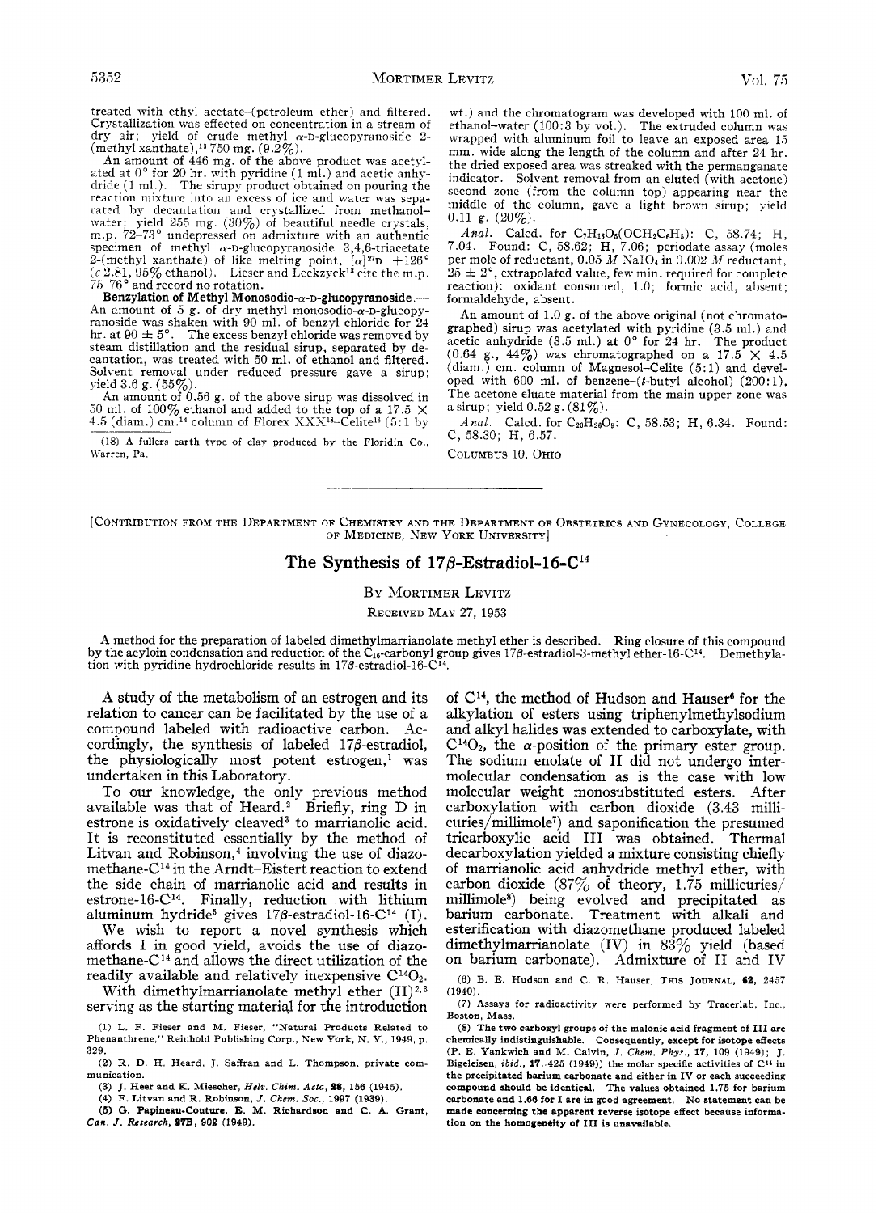treated with ethyl acetate–(petroleum ether) and filtered. Crystallization was effected on concentration in a stream of dry air; yield of crude methyl α-D-glucopyranoside 2-(methyl xanthate),[13] 750 mg. (9.2%).

An amount of 446 mg. of the above product was acetylated at 0° for 20 hr. with pyridine (1 ml.) and acetic anhydride (1 ml.). The sirupy product obtained on pouring the reaction mixture into an excess of ice and water was separated by decantation and crystallized from methanol–water; yield 255 mg. (30%) of beautiful needle crystals, m.p. 72–73° undepressed on admixture with an authentic specimen of methyl α-D-glucopyranoside 3,4,6-triacetate 2-(methyl xanthate) of like melting point, $[\alpha]^{27}D$ +126° (c 2.81, 95% ethanol). Lieser and Leckzyck[13] cite the m.p. 75–76° and record no rotation.

**Benzylation of Methyl Monosodio-α-D-glucopyranoside.**—An amount of 5 g. of dry methyl monosodio-α-D-glucopyranoside was shaken with 90 ml. of benzyl chloride for 24 hr. at 90 ± 5°. The excess benzyl chloride was removed by steam distillation and the residual sirup, separated by decantation, was treated with 50 ml. of ethanol and filtered. Solvent removal under reduced pressure gave a sirup; yield 3.6 g. (55%).

An amount of 0.56 g. of the above sirup was dissolved in 50 ml. of 100% ethanol and added to the top of a 17.5 × 4.5 (diam.) cm.[14] column of Florex XXX[18]–Celite[16] (5:1 by wt.) and the chromatogram was developed with 100 ml. of ethanol–water (100:3 by vol.). The extruded column was wrapped with aluminum foil to leave an exposed area 15 mm. wide along the length of the column and after 24 hr. the dried exposed area was streaked with the permanganate indicator. Solvent removal from an eluted (with acetone) second zone (from the column top) appearing near the middle of the column, gave a light brown sirup; yield 0.11 g. (20%).

*Anal.* Calcd. for $C_7H_{13}O_5(OCH_2C_6H_5)$: C, 58.74; H, 7.04. Found: C, 58.62; H, 7.06; periodate assay (moles per mole of reductant, 0.05 *M* $NaIO_4$ in 0.002 *M* reductant, 25 ± 2°, extrapolated value, few min. required for complete reaction): oxidant consumed, 1.0; formic acid, absent; formaldehyde, absent.

An amount of 1.0 g. of the above original (not chromatographed) sirup was acetylated with pyridine (3.5 ml.) and acetic anhydride (3.5 ml.) at 0° for 24 hr. The product (0.64 g., 44%) was chromatographed on a 17.5 × 4.5 (diam.) cm. column of Magnesol–Celite (5:1) and developed with 600 ml. of benzene–(*t*-butyl alcohol) (200:1). The acetone eluate material from the main upper zone was a sirup; yield 0.52 g. (81%).

*Anal.* Calcd. for $C_{20}H_{26}O_9$: C, 58.53; H, 6.34. Found: C, 58.30; H, 6.57.

COLUMBUS 10, OHIO

(18) A fullers earth type of clay produced by the Floridin Co., Warren, Pa.

---

[CONTRIBUTION FROM THE DEPARTMENT OF CHEMISTRY AND THE DEPARTMENT OF OBSTETRICS AND GYNECOLOGY, COLLEGE OF MEDICINE, NEW YORK UNIVERSITY]

# The Synthesis of 17β-Estradiol-16-$C^{14}$

BY MORTIMER LEVITZ

RECEIVED MAY 27, 1953

A method for the preparation of labeled dimethylmarrianolate methyl ether is described. Ring closure of this compound by the acyloin condensation and reduction of the $C_{16}$-carbonyl group gives 17β-estradiol-3-methyl ether-16-$C^{14}$. Demethylation with pyridine hydrochloride results in 17β-estradiol-16-$C^{14}$.

A study of the metabolism of an estrogen and its relation to cancer can be facilitated by the use of a compound labeled with radioactive carbon. Accordingly, the synthesis of labeled 17β-estradiol, the physiologically most potent estrogen,[1] was undertaken in this Laboratory.

To our knowledge, the only previous method available was that of Heard.[2] Briefly, ring D in estrone is oxidatively cleaved[3] to marrianolic acid. It is reconstituted essentially by the method of Litvan and Robinson,[4] involving the use of diazomethane-$C^{14}$ in the Arndt–Eistert reaction to extend the side chain of marrianolic acid and results in estrone-16-$C^{14}$. Finally, reduction with lithium aluminum hydride[5] gives 17β-estradiol-16-$C^{14}$ (I).

We wish to report a novel synthesis which affords I in good yield, avoids the use of diazomethane-$C^{14}$ and allows the direct utilization of the readily available and relatively inexpensive $C^{14}O_2$.

With dimethylmarrianolate methyl ether (II)[2,3] serving as the starting material for the introduction of $C^{14}$, the method of Hudson and Hauser[6] for the alkylation of esters using triphenylmethylsodium and alkyl halides was extended to carboxylate, with $C^{14}O_2$, the α-position of the primary ester group. The sodium enolate of II did not undergo intermolecular condensation as is the case with low molecular weight monosubstituted esters. After carboxylation with carbon dioxide (3.43 millicuries/millimole[7]) and saponification the presumed tricarboxylic acid III was obtained. Thermal decarboxylation yielded a mixture consisting chiefly of marrianolic acid anhydride methyl ether, with carbon dioxide (87% of theory, 1.75 millicuries/millimole[8]) being evolved and precipitated as barium carbonate. Treatment with alkali and esterification with diazomethane produced labeled dimethylmarrianolate (IV) in 83% yield (based on barium carbonate). Admixture of II and IV

(1) L. F. Fieser and M. Fieser, "Natural Products Related to Phenanthrene," Reinhold Publishing Corp., New York, N. Y., 1949, p. 329.

(2) R. D. H. Heard, J. Saffran and L. Thompson, private communication.

(3) J. Heer and K. Miescher, *Helv. Chim. Acta*, **28**, 156 (1945).

(4) F. Litvan and R. Robinson, *J. Chem. Soc.*, 1997 (1939).

(5) G. Papineau-Couture, E. M. Richardson and C. A. Grant, *Can. J. Research*, **27B**, 902 (1949).

(6) B. E. Hudson and C. R. Hauser, THIS JOURNAL, **62**, 2457 (1940).

(7) Assays for radioactivity were performed by Tracerlab, Inc., Boston, Mass.

(8) The two carboxyl groups of the malonic acid fragment of III are chemically indistinguishable. Consequently, except for isotope effects (P. E. Yankwich and M. Calvin, *J. Chem. Phys.*, **17**, 109 (1949); J. Bigeleisen, *ibid.*, **17**, 425 (1949)) the molar specific activities of $C^{14}$ in the precipitated barium carbonate and either in IV or each succeeding compound should be identical. The values obtained 1.75 for barium carbonate and 1.66 for I are in good agreement. No statement can be made concerning the apparent reverse isotope effect because information on the homogeneity of III is unavailable.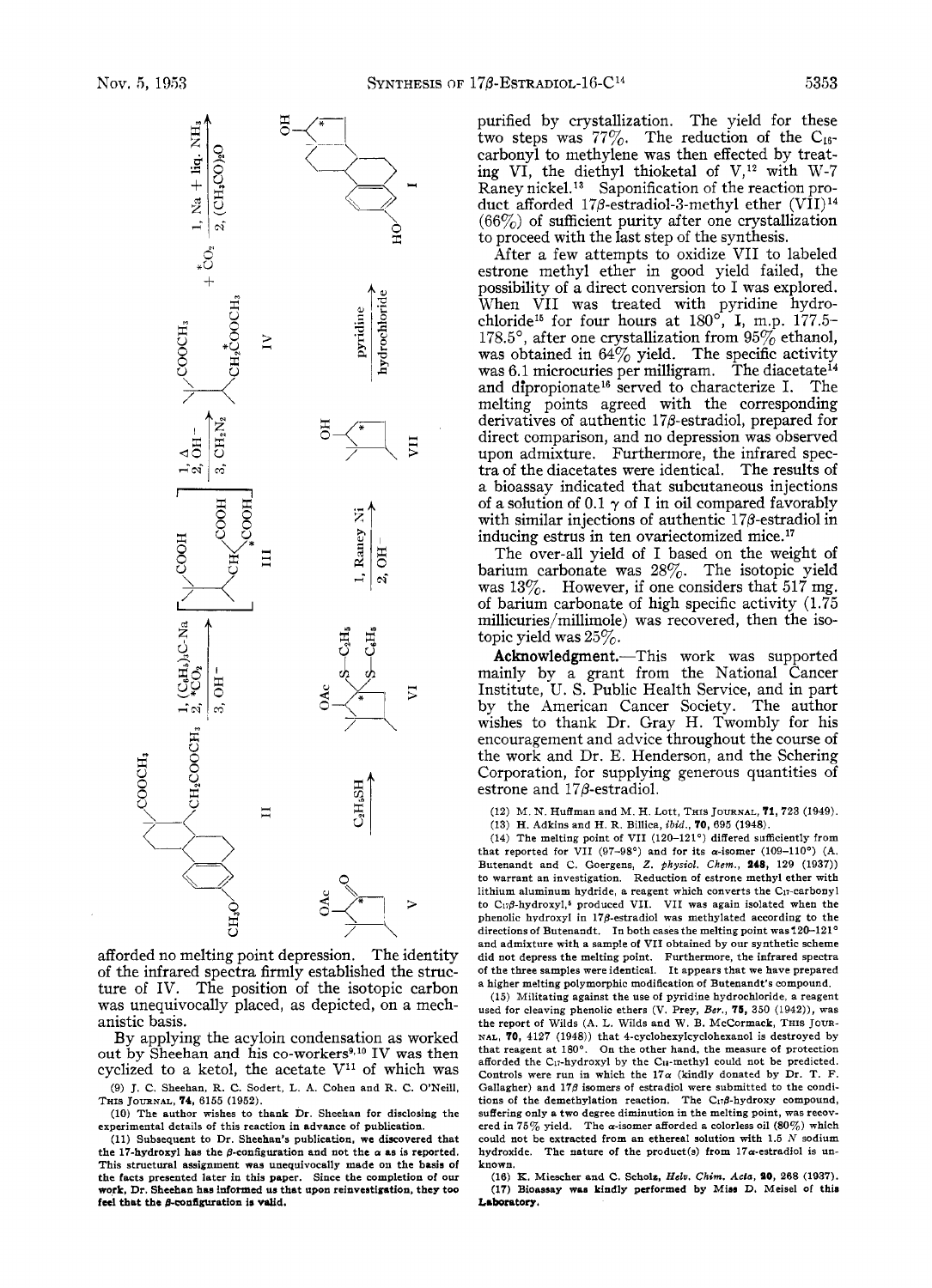afforded no melting point depression. The identity of the infrared spectra firmly established the structure of IV. The position of the isotopic carbon was unequivocally placed, as depicted, on a mechanistic basis.

By applying the acyloin condensation as worked out by Sheehan and his co-workers[9,10] IV was then cyclized to a ketol, the acetate V[11] of which was purified by crystallization. The yield for these two steps was 77%. The reduction of the $C_{16}$-carbonyl to methylene was then effected by treating VI, the diethyl thioketal of V,[12] with W-7 Raney nickel.[13] Saponification of the reaction product afforded 17β-estradiol-3-methyl ether (VII)[14] (66%) of sufficient purity after one crystallization to proceed with the last step of the synthesis.

After a few attempts to oxidize VII to labeled estrone methyl ether in good yield failed, the possibility of a direct conversion to I was explored. When VII was treated with pyridine hydrochloride[15] for four hours at 180°, I, m.p. 177.5–178.5°, after one crystallization from 95% ethanol, was obtained in 64% yield. The specific activity was 6.1 microcuries per milligram. The diacetate[14] and dipropionate[16] served to characterize I. The melting points agreed with the corresponding derivatives of authentic 17β-estradiol, prepared for direct comparison, and no depression was observed upon admixture. Furthermore, the infrared spectra of the diacetates were identical. The results of a bioassay indicated that subcutaneous injections of a solution of 0.1 γ of I in oil compared favorably with similar injections of authentic 17β-estradiol in inducing estrus in ten ovariectomized mice.[17]

The over-all yield of I based on the weight of barium carbonate was 28%. The isotopic yield was 13%. However, if one considers that 517 mg. of barium carbonate of high specific activity (1.75 millicuries/millimole) was recovered, then the isotopic yield was 25%.

**Acknowledgment.**—This work was supported mainly by a grant from the National Cancer Institute, U. S. Public Health Service, and in part by the American Cancer Society. The author wishes to thank Dr. Gray H. Twombly for his encouragement and advice throughout the course of the work and Dr. E. Henderson, and the Schering Corporation, for supplying generous quantities of estrone and 17β-estradiol.

(9) J. C. Sheehan, R. C. Sodert, L. A. Cohen and R. C. O'Neill, This Journal, **74**, 6155 (1952).

(10) The author wishes to thank Dr. Sheehan for disclosing the experimental details of this reaction in advance of publication.

(11) Subsequent to Dr. Sheehan's publication, we discovered that the 17-hydroxyl has the β-configuration and not the α as is reported. This structural assignment was unequivocally made on the basis of the facts presented later in this paper. Since the completion of our work, Dr. Sheehan has informed us that upon reinvestigation, they too feel that the β-configuration is valid.

(12) M. N. Huffman and M. H. Lott, This Journal, **71**, 723 (1949).

(13) H. Adkins and H. R. Billica, *ibid.*, **70**, 695 (1948).

(14) The melting point of VII (120–121°) differed sufficiently from that reported for VII (97–98°) and for its α-isomer (109–110°) (A. Butenandt and C. Goergens, *Z. physiol. Chem.*, **248**, 129 (1937)) to warrant an investigation. Reduction of estrone methyl ether with lithium aluminum hydride, a reagent which converts the $C_{17}$-carbonyl to $C_{17}$β-hydroxyl,[6] produced VII. VII was again isolated when the phenolic hydroxyl in 17β-estradiol was methylated according to the directions of Butenandt. In both cases the melting point was 120–121° and admixture with a sample of VII obtained by our synthetic scheme did not depress the melting point. Furthermore, the infrared spectra of the three samples were identical. It appears that we have prepared a higher melting polymorphic modification of Butenandt's compound.

(15) Militating against the use of pyridine hydrochloride, a reagent used for cleaving phenolic ethers (V. Prey, *Ber.*, **75**, 350 (1942)), was the report of Wilds (A. L. Wilds and W. B. McCormack, This Journal, **70**, 4127 (1948)) that 4-cyclohexylcyclohexanol is destroyed by that reagent at 180°. On the other hand, the measure of protection afforded the $C_{17}$-hydroxyl by the $C_{18}$-methyl could not be predicted. Controls were run in which the 17α (kindly donated by Dr. T. F. Gallagher) and 17β isomers of estradiol were submitted to the conditions of the demethylation reaction. The $C_{17}$β-hydroxy compound, suffering only a two degree diminution in the melting point, was recovered in 75% yield. The α-isomer afforded a colorless oil (80%) which could not be extracted from an ethereal solution with 1.5 *N* sodium hydroxide. The nature of the product(s) from 17α-estradiol is unknown.

(16) K. Miescher and C. Scholz, *Helv. Chim. Acta*, **20**, 268 (1937).

(17) Bioassay was kindly performed by Miss D. Meisel of this Laboratory.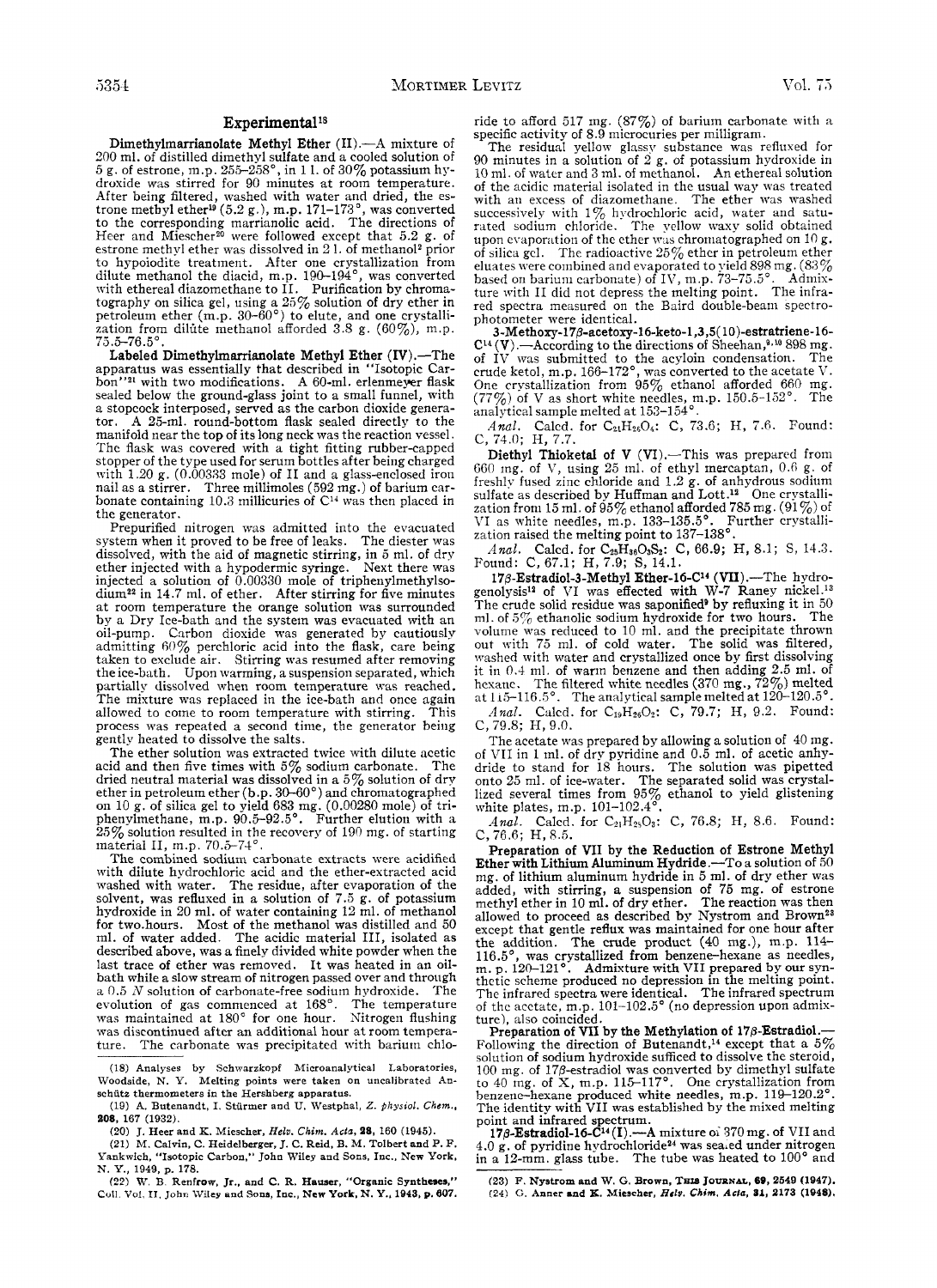## Experimental[18]

**Dimethylmarrianolate Methyl Ether (II).**—A mixture of 200 ml. of distilled dimethyl sulfate and a cooled solution of 5 g. of estrone, m.p. 255–258°, in 1 l. of 30% potassium hydroxide was stirred for 90 minutes at room temperature. After being filtered, washed with water and dried, the estrone methyl ether[19] (5.2 g.), m.p. 171–173°, was converted to the corresponding marrianolic acid. The directions of Heer and Miescher[20] were followed except that 5.2 g. of estrone methyl ether was dissolved in 2 l. of methanol[2] prior to hypoiodite treatment. After one crystallization from dilute methanol the diacid, m.p. 190–194°, was converted with ethereal diazomethane to II. Purification by chromatography on silica gel, using a 25% solution of dry ether in petroleum ether (m.p. 30–60°) to elute, and one crystallization from dilute methanol afforded 3.8 g. (60%), m.p. 75.5–76.5°.

**Labeled Dimethylmarrianolate Methyl Ether (IV).**—The apparatus was essentially that described in "Isotopic Carbon"[21] with two modifications. A 60-ml. erlenmeyer flask sealed below the ground-glass joint to a small funnel, with a stopcock interposed, served as the carbon dioxide generator. A 25-ml. round-bottom flask sealed directly to the manifold near the top of its long neck was the reaction vessel. The flask was covered with a tight fitting rubber-capped stopper of the type used for serum bottles after being charged with 1.20 g. (0.00333 mole) of II and a glass-enclosed iron nail as a stirrer. Three millimoles (592 mg.) of barium carbonate containing 10.3 millicuries of $C^{14}$ was then placed in the generator.

Prepurified nitrogen was admitted into the evacuated system when it proved to be free of leaks. The diester was dissolved, with the aid of magnetic stirring, in 5 ml. of dry ether injected with a hypodermic syringe. Next there was injected a solution of 0.00330 mole of triphenylmethylsodium[22] in 14.7 ml. of ether. After stirring for five minutes at room temperature the orange solution was surrounded by a Dry Ice-bath and the system was evacuated with an oil-pump. Carbon dioxide was generated by cautiously admitting 60% perchloric acid into the flask, care being taken to exclude air. Stirring was resumed after removing the ice-bath. Upon warming, a suspension separated, which partially dissolved when room temperature was reached. The mixture was replaced in the ice-bath and once again allowed to come to room temperature with stirring. This process was repeated a second time, the generator being gently heated to dissolve the salts.

The ether solution was extracted twice with dilute acetic acid and then five times with 5% sodium carbonate. The dried neutral material was dissolved in a 5% solution of dry ether in petroleum ether (b.p. 30–60°) and chromatographed on 10 g. of silica gel to yield 683 mg. (0.00280 mole) of triphenylmethane, m.p. 90.5–92.5°. Further elution with a 25% solution resulted in the recovery of 190 mg. of starting material II, m.p. 70.5–74°.

The combined sodium carbonate extracts were acidified with dilute hydrochloric acid and the ether-extracted acid washed with water. The residue, after evaporation of the solvent, was refluxed in a solution of 7.5 g. of potassium hydroxide in 20 ml. of water containing 12 ml. of methanol for two hours. Most of the methanol was distilled and 50 ml. of water added. The acidic material III, isolated as described above, was a finely divided white powder when the last trace of ether was removed. It was heated in an oil-bath while a slow stream of nitrogen passed over and through a 0.5 *N* solution of carbonate-free sodium hydroxide. The evolution of gas commenced at 168°. The temperature was maintained at 180° for one hour. Nitrogen flushing was discontinued after an additional hour at room temperature. The carbonate was precipitated with barium chloride to afford 517 mg. (87%) of barium carbonate with a specific activity of 8.9 microcuries per milligram.

The residual yellow glassy substance was refluxed for 90 minutes in a solution of 2 g. of potassium hydroxide in 10 ml. of water and 3 ml. of methanol. An ethereal solution of the acidic material isolated in the usual way was treated with an excess of diazomethane. The ether was washed successively with 1% hydrochloric acid, water and saturated sodium chloride. The yellow waxy solid obtained upon evaporation of the ether was chromatographed on 10 g. of silica gel. The radioactive 25% ether in petroleum ether eluates were combined and evaporated to yield 898 mg. (83% based on barium carbonate) of IV, m.p. 73–75.5°. Admixture with II did not depress the melting point. The infrared spectra measured on the Baird double-beam spectrophotometer were identical.

**3-Methoxy-17β-acetoxy-16-keto-1,3,5(10)-estratriene-16-$C^{14}$ (V).**—According to the directions of Sheehan,[9,10] 898 mg. of IV was submitted to the acyloin condensation. The crude ketol, m.p. 166–172°, was converted to the acetate V. One crystallization from 95% ethanol afforded 660 mg. (77%) of V as short white needles, m.p. 150.5–152°. The analytical sample melted at 153–154°.

*Anal.* Calcd. for $C_{21}H_{26}O_4$: C, 73.6; H, 7.6. Found: C, 74.0; H, 7.7.

**Diethyl Thioketal of V (VI).**—This was prepared from 660 mg. of V, using 25 ml. of ethyl mercaptan, 0.6 g. of freshly fused zinc chloride and 1.2 g. of anhydrous sodium sulfate as described by Huffman and Lott.[12] One crystallization from 15 ml. of 95% ethanol afforded 785 mg. (91%) of VI as white needles, m.p. 133–135.5°. Further crystallization raised the melting point to 137–138°.

*Anal.* Calcd. for $C_{25}H_{36}O_3S_2$: C, 66.9; H, 8.1; S, 14.3. Found: C, 67.1; H, 7.9; S, 14.1.

**17β-Estradiol-3-Methyl Ether-16-$C^{14}$ (VII).**—The hydrogenolysis[12] of VI was effected with W-7 Raney nickel.[13] The crude solid residue was saponified[9] by refluxing it in 50 ml. of 5% ethanolic sodium hydroxide for two hours. The volume was reduced to 10 ml. and the precipitate thrown out with 75 ml. of cold water. The solid was filtered, washed with water and crystallized once by first dissolving it in 0.4 ml. of warm benzene and then adding 2.5 ml. of hexane. The filtered white needles (370 mg., 72%) melted at 115–116.5°. The analytical sample melted at 120–120.5°.

*Anal.* Calcd. for $C_{19}H_{26}O_2$: C, 79.7; H, 9.2. Found: C, 79.8; H, 9.0.

The acetate was prepared by allowing a solution of 40 mg. of VII in 1 ml. of dry pyridine and 0.5 ml. of acetic anhydride to stand for 18 hours. The solution was pipetted onto 25 ml. of ice-water. The separated solid was crystallized several times from 95% ethanol to yield glistening white plates, m.p. 101–102.4°.

*Anal.* Calcd. for $C_{21}H_{28}O_3$: C, 76.8; H, 8.6. Found: C, 76.6; H, 8.5.

**Preparation of VII by the Reduction of Estrone Methyl Ether with Lithium Aluminum Hydride.**—To a solution of 50 mg. of lithium aluminum hydride in 5 ml. of dry ether was added, with stirring, a suspension of 75 mg. of estrone methyl ether in 10 ml. of dry ether. The reaction was then allowed to proceed as described by Nystrom and Brown[23] except that gentle reflux was maintained for one hour after the addition. The crude product (40 mg.), m.p. 114–116.5°, was crystallized from benzene–hexane as needles, m.p. 120–121°. Admixture with VII prepared by our synthetic scheme produced no depression in the melting point. The infrared spectra were identical. The infrared spectrum of the acetate, m.p. 101–102.5° (no depression upon admixture), also coincided.

**Preparation of VII by the Methylation of 17β-Estradiol.**—Following the direction of Butenandt,[14] except that a 5% solution of sodium hydroxide sufficed to dissolve the steroid, 100 mg. of 17β-estradiol was converted by dimethyl sulfate to 40 mg. of X, m.p. 115–117°. One crystallization from benzene–hexane produced white needles, m.p. 119–120.2°. The identity with VII was established by the mixed melting point and infrared spectrum.

**17β-Estradiol-16-$C^{14}$ (I).**—A mixture of 370 mg. of VII and 4.0 g. of pyridine hydrochloride[24] was sealed under nitrogen in a 12-mm. glass tube. The tube was heated to 100° and

(18) Analyses by Schwarzkopf Microanalytical Laboratories, Woodside, N. Y. Melting points were taken on uncalibrated Anschütz thermometers in the Hershberg apparatus.

(19) A. Butenandt, I. Störmer and U. Westphal, *Z. physiol. Chem.*, **208**, 167 (1932).

(20) J. Heer and K. Miescher, *Helv. Chim. Acta*, **28**, 160 (1945).

(21) M. Calvin, C. Heidelberger, J. C. Reid, B. M. Tolbert and P. F. Yankwich, "Isotopic Carbon," John Wiley and Sons, Inc., New York, N. Y., 1949, p. 178.

(22) W. B. Renfrow, Jr., and C. R. Hauser, "Organic Syntheses," Coll. Vol. II, John Wiley and Sons, Inc., New York, N. Y., 1943, p. 607.

(23) F. Nystrom and W. G. Brown, This Journal, **69**, 2549 (1947).

(24) G. Anner and K. Miescher, *Helv. Chim. Acta*, **31**, 2173 (1948).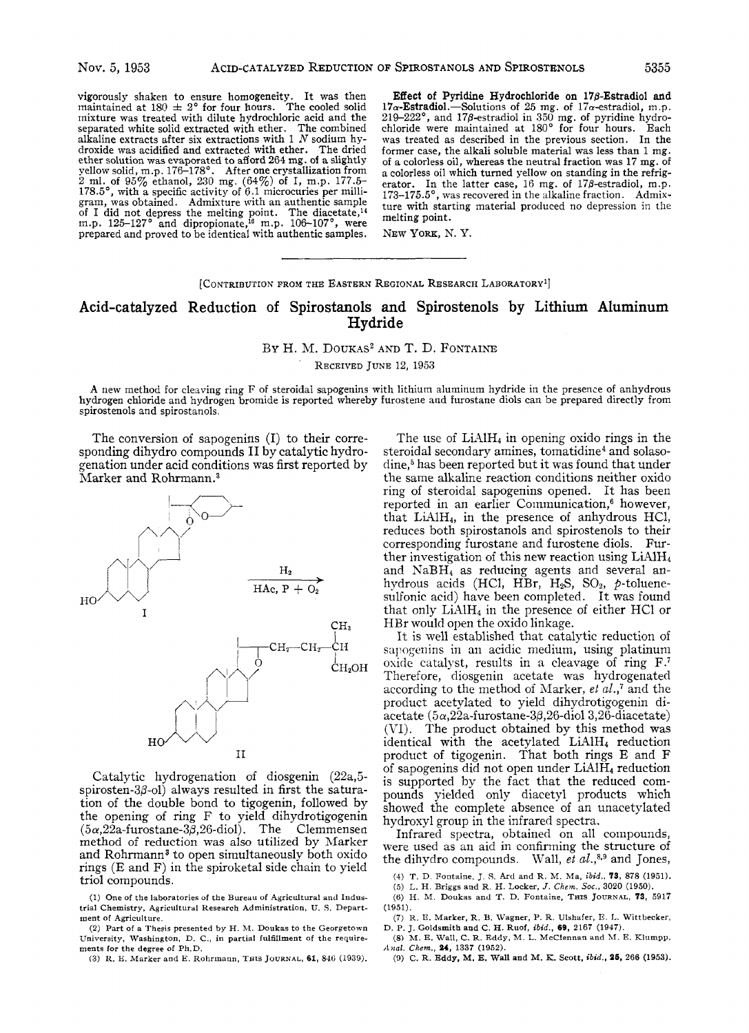vigorously shaken to ensure homogeneity. It was then maintained at 180 ± 2° for four hours. The cooled solid mixture was treated with dilute hydrochloric acid and the separated white solid extracted with ether. The combined alkaline extracts after six extractions with 1 N sodium hydroxide was acidified and extracted with ether. The dried ether solution was evaporated to afford 264 mg. of a slightly yellow solid, m.p. 176–178°. After one crystallization from 2 ml. of 95% ethanol, 230 mg. (64%) of I, m.p. 177.5–178.5°, with a specific activity of 6.1 microcuries per milligram, was obtained. Admixture with an authentic sample of I did not depress the melting point. The diacetate,[14] m.p. 125–127° and dipropionate,[16] m.p. 106–107°, were prepared and proved to be identical with authentic samples.

**Effect of Pyridine Hydrochloride on 17β-Estradiol and 17α-Estradiol.**—Solutions of 25 mg. of 17α-estradiol, m.p. 219–222°, and 17β-estradiol in 350 mg. of pyridine hydrochloride were maintained at 180° for four hours. Each was treated as described in the previous section. In the former case, the alkali soluble material was less than 1 mg. of a colorless oil, whereas the neutral fraction was 17 mg. of a colorless oil which turned yellow on standing in the refrigerator. In the latter case, 16 mg. of 17β-estradiol, m.p. 173–175.5°, was recovered in the alkaline fraction. Admixture with starting material produced no depression in the melting point.

NEW YORK, N. Y.

---

[CONTRIBUTION FROM THE EASTERN REGIONAL RESEARCH LABORATORY[1]]

# Acid-catalyzed Reduction of Spirostanols and Spirostenols by Lithium Aluminum Hydride

BY H. M. DOUKAS[2] AND T. D. FONTAINE

RECEIVED JUNE 12, 1953

A new method for cleaving ring F of steroidal sapogenins with lithium aluminum hydride in the presence of anhydrous hydrogen chloride and hydrogen bromide is reported whereby furostene and furostane diols can be prepared directly from spirostenols and spirostanols.

The conversion of sapogenins (I) to their corresponding dihydro compounds II by catalytic hydrogenation under acid conditions was first reported by Marker and Rohrmann.[3]

$$\xrightarrow[\text{HAc, P + O}_2]{\text{H}_2}$$

I

II

Catalytic hydrogenation of diosgenin (22a,5-spirosten-3β-ol) always resulted in first the saturation of the double bond to tigogenin, followed by the opening of ring F to yield dihydrotigogenin (5α,22a-furostane-3β,26-diol). The Clemmensen method of reduction was also utilized by Marker and Rohrmann[3] to open simultaneously both oxido rings (E and F) in the spiroketal side chain to yield triol compounds.

The use of $LiAlH_4$ in opening oxido rings in the steroidal secondary amines, tomatidine[4] and solasodine,[5] has been reported but it was found that under the same alkaline reaction conditions neither oxido ring of steroidal sapogenins opened. It has been reported in an earlier Communication,[6] however, that $LiAlH_4$, in the presence of anhydrous HCl, reduces both spirostanols and spirostenols to their corresponding furostane and furostene diols. Further investigation of this new reaction using $LiAlH_4$ and $NaBH_4$ as reducing agents and several anhydrous acids (HCl, HBr, $H_2S$, $SO_2$, p-toluenesulfonic acid) have been completed. It was found that only $LiAlH_4$ in the presence of either HCl or HBr would open the oxido linkage.

It is well established that catalytic reduction of sapogenins in an acidic medium, using platinum oxide catalyst, results in a cleavage of ring F.[7] Therefore, diosgenin acetate was hydrogenated according to the method of Marker, *et al.*,[7] and the product acetylated to yield dihydrotigogenin diacetate (5α,22a-furostane-3β,26-diol 3,26-diacetate) (VI). The product obtained by this method was identical with the acetylated $LiAlH_4$ reduction product of tigogenin. That both rings E and F of sapogenins did not open under $LiAlH_4$ reduction is supported by the fact that the reduced compounds yielded only diacetyl products which showed the complete absence of an unacetylated hydroxyl group in the infrared spectra.

Infrared spectra, obtained on all compounds, were used as an aid in confirming the structure of the dihydro compounds. Wall, *et al.*,[8,9] and Jones,

(1) One of the laboratories of the Bureau of Agricultural and Industrial Chemistry, Agricultural Research Administration, U. S. Department of Agriculture.

(2) Part of a Thesis presented by H. M. Doukas to the Georgetown University, Washington, D. C., in partial fulfillment of the requirements for the degree of Ph.D.

(3) R. E. Marker and E. Rohrmann, THIS JOURNAL, **61**, 846 (1939).

(4) T. D. Fontaine, J. S. Ard and R. M. Ma, *ibid.*, **73**, 878 (1951).

(5) L. H. Briggs and R. H. Locker, *J. Chem. Soc.*, 3020 (1950).

(6) H. M. Doukas and T. D. Fontaine, THIS JOURNAL, **73**, 5917 (1951).

(7) R. E. Marker, R. B. Wagner, P. R. Ulshafer, E. L. Wittbecker, D. P. J. Goldsmith and C. H. Ruof, *ibid.*, **69**, 2167 (1947).

(8) M. E. Wall, C. R. Eddy, M. L. McClennan and M. E. Klumpp, *Anal. Chem.*, **24**, 1337 (1952).

(9) C. R. Eddy, M. E. Wall and M. K. Scott, *ibid.*, **25**, 266 (1953).